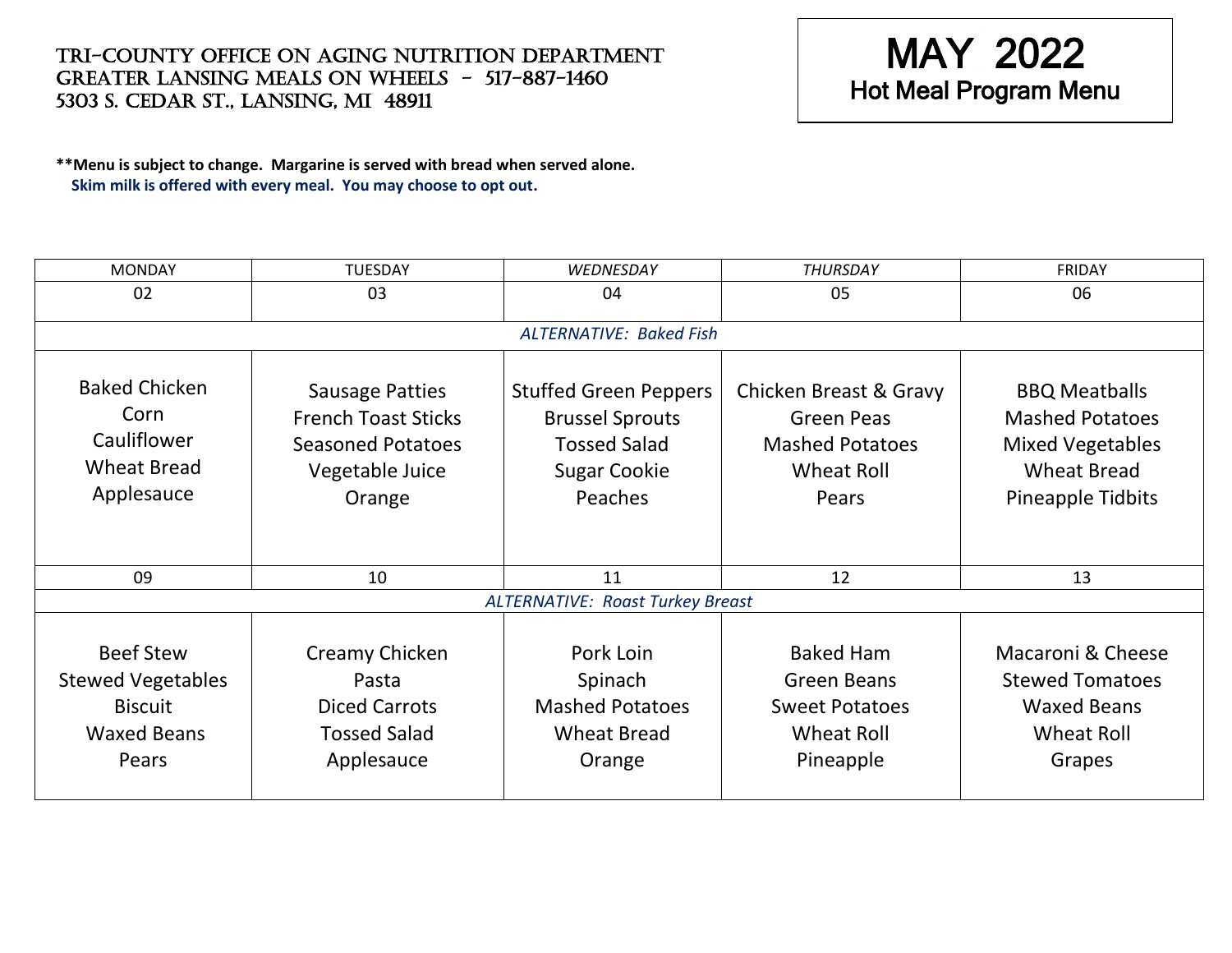TRI-COUNTY OFFICE ON AGING NUTRITION DEPARTMENT
GREATER LANSING MEALS ON WHEELS - 517-887-1460
5303 S. CEDAR ST., LANSING, MI 48911

# MAY 2022
## Hot Meal Program Menu

**\*\*Menu is subject to change. Margarine is served with bread when served alone.**
**Skim milk is offered with every meal. You may choose to opt out.**

| MONDAY | TUESDAY | *WEDNESDAY* | *THURSDAY* | FRIDAY |
|---|---|---|---|---|
| 02 | 03 | 04 | 05 | 06 |
| | | *ALTERNATIVE: Baked Fish* | | |
| Baked Chicken<br>Corn<br>Cauliflower<br>Wheat Bread<br>Applesauce | Sausage Patties<br>French Toast Sticks<br>Seasoned Potatoes<br>Vegetable Juice<br>Orange | Stuffed Green Peppers<br>Brussel Sprouts<br>Tossed Salad<br>Sugar Cookie<br>Peaches | Chicken Breast & Gravy<br>Green Peas<br>Mashed Potatoes<br>Wheat Roll<br>Pears | BBQ Meatballs<br>Mashed Potatoes<br>Mixed Vegetables<br>Wheat Bread<br>Pineapple Tidbits |
| 09 | 10 | 11 | 12 | 13 |
| | | *ALTERNATIVE: Roast Turkey Breast* | | |
| Beef Stew<br>Stewed Vegetables<br>Biscuit<br>Waxed Beans<br>Pears | Creamy Chicken<br>Pasta<br>Diced Carrots<br>Tossed Salad<br>Applesauce | Pork Loin<br>Spinach<br>Mashed Potatoes<br>Wheat Bread<br>Orange | Baked Ham<br>Green Beans<br>Sweet Potatoes<br>Wheat Roll<br>Pineapple | Macaroni & Cheese<br>Stewed Tomatoes<br>Waxed Beans<br>Wheat Roll<br>Grapes |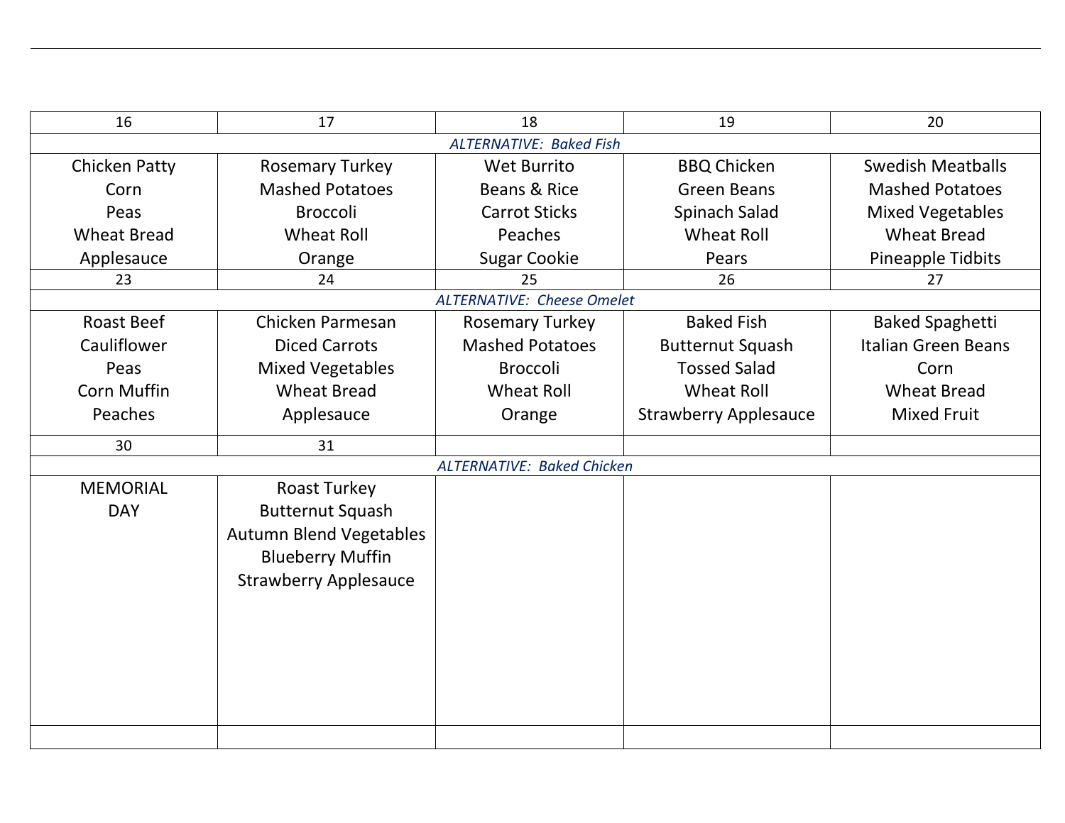| | | | | |
|---|---|---|---|---|
| 16 | 17 | 18 | 19 | 20 |
| *ALTERNATIVE: Baked Fish* | | | | |
| Chicken Patty<br>Corn<br>Peas<br>Wheat Bread<br>Applesauce | Rosemary Turkey<br>Mashed Potatoes<br>Broccoli<br>Wheat Roll<br>Orange | Wet Burrito<br>Beans & Rice<br>Carrot Sticks<br>Peaches<br>Sugar Cookie | BBQ Chicken<br>Green Beans<br>Spinach Salad<br>Wheat Roll<br>Pears | Swedish Meatballs<br>Mashed Potatoes<br>Mixed Vegetables<br>Wheat Bread<br>Pineapple Tidbits |
| 23 | 24 | 25 | 26 | 27 |
| *ALTERNATIVE: Cheese Omelet* | | | | |
| Roast Beef<br>Cauliflower<br>Peas<br>Corn Muffin<br>Peaches | Chicken Parmesan<br>Diced Carrots<br>Mixed Vegetables<br>Wheat Bread<br>Applesauce | Rosemary Turkey<br>Mashed Potatoes<br>Broccoli<br>Wheat Roll<br>Orange | Baked Fish<br>Butternut Squash<br>Tossed Salad<br>Wheat Roll<br>Strawberry Applesauce | Baked Spaghetti<br>Italian Green Beans<br>Corn<br>Wheat Bread<br>Mixed Fruit |
| 30 | 31 | | | |
| *ALTERNATIVE: Baked Chicken* | | | | |
| MEMORIAL<br>DAY | Roast Turkey<br>Butternut Squash<br>Autumn Blend Vegetables<br>Blueberry Muffin<br>Strawberry Applesauce | | | |
| | | | | |